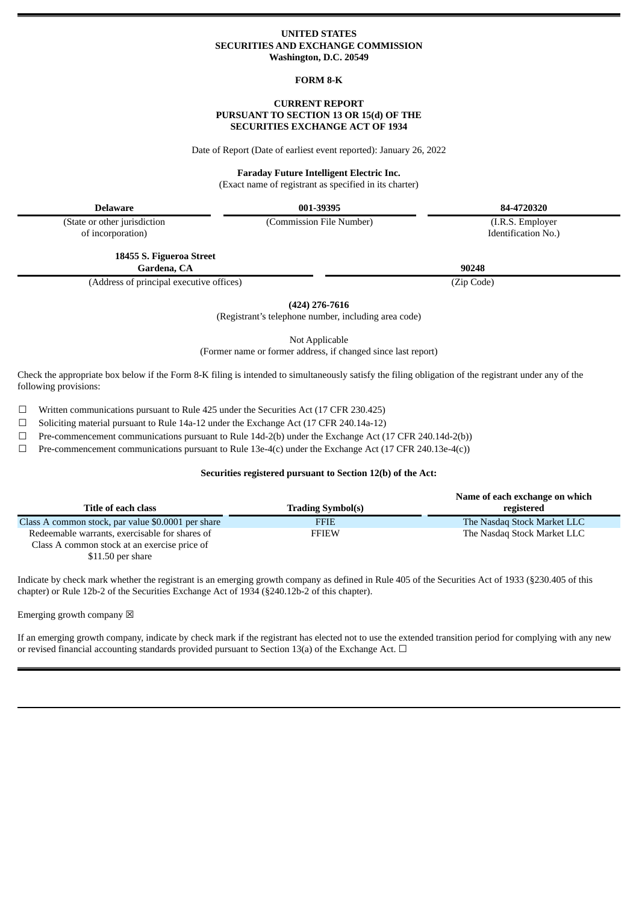**UNITED STATES**
**SECURITIES AND EXCHANGE COMMISSION**
**Washington, D.C. 20549**

**FORM 8-K**

**CURRENT REPORT**
**PURSUANT TO SECTION 13 OR 15(d) OF THE**
**SECURITIES EXCHANGE ACT OF 1934**

Date of Report (Date of earliest event reported): January 26, 2022

**Faraday Future Intelligent Electric Inc.**
(Exact name of registrant as specified in its charter)

| **Delaware** | **001-39395** | **84-4720320** |
|---|---|---|
| (State or other jurisdiction of incorporation) | (Commission File Number) | (I.R.S. Employer Identification No.) |

| **18455 S. Figueroa Street Gardena, CA** | **90248** |
|---|---|
| (Address of principal executive offices) | (Zip Code) |

**(424) 276-7616**
(Registrant's telephone number, including area code)

Not Applicable
(Former name or former address, if changed since last report)

Check the appropriate box below if the Form 8-K filing is intended to simultaneously satisfy the filing obligation of the registrant under any of the following provisions:

☐ Written communications pursuant to Rule 425 under the Securities Act (17 CFR 230.425)

☐ Soliciting material pursuant to Rule 14a-12 under the Exchange Act (17 CFR 240.14a-12)

☐ Pre-commencement communications pursuant to Rule 14d-2(b) under the Exchange Act (17 CFR 240.14d-2(b))

☐ Pre-commencement communications pursuant to Rule 13e-4(c) under the Exchange Act (17 CFR 240.13e-4(c))

**Securities registered pursuant to Section 12(b) of the Act:**

| **Title of each class** | **Trading Symbol(s)** | **Name of each exchange on which registered** |
|---|---|---|
| Class A common stock, par value $0.0001 per share | FFIE | The Nasdaq Stock Market LLC |
| Redeemable warrants, exercisable for shares of Class A common stock at an exercise price of $11.50 per share | FFIEW | The Nasdaq Stock Market LLC |

Indicate by check mark whether the registrant is an emerging growth company as defined in Rule 405 of the Securities Act of 1933 (§230.405 of this chapter) or Rule 12b-2 of the Securities Exchange Act of 1934 (§240.12b-2 of this chapter).

Emerging growth company ☒

If an emerging growth company, indicate by check mark if the registrant has elected not to use the extended transition period for complying with any new or revised financial accounting standards provided pursuant to Section 13(a) of the Exchange Act. ☐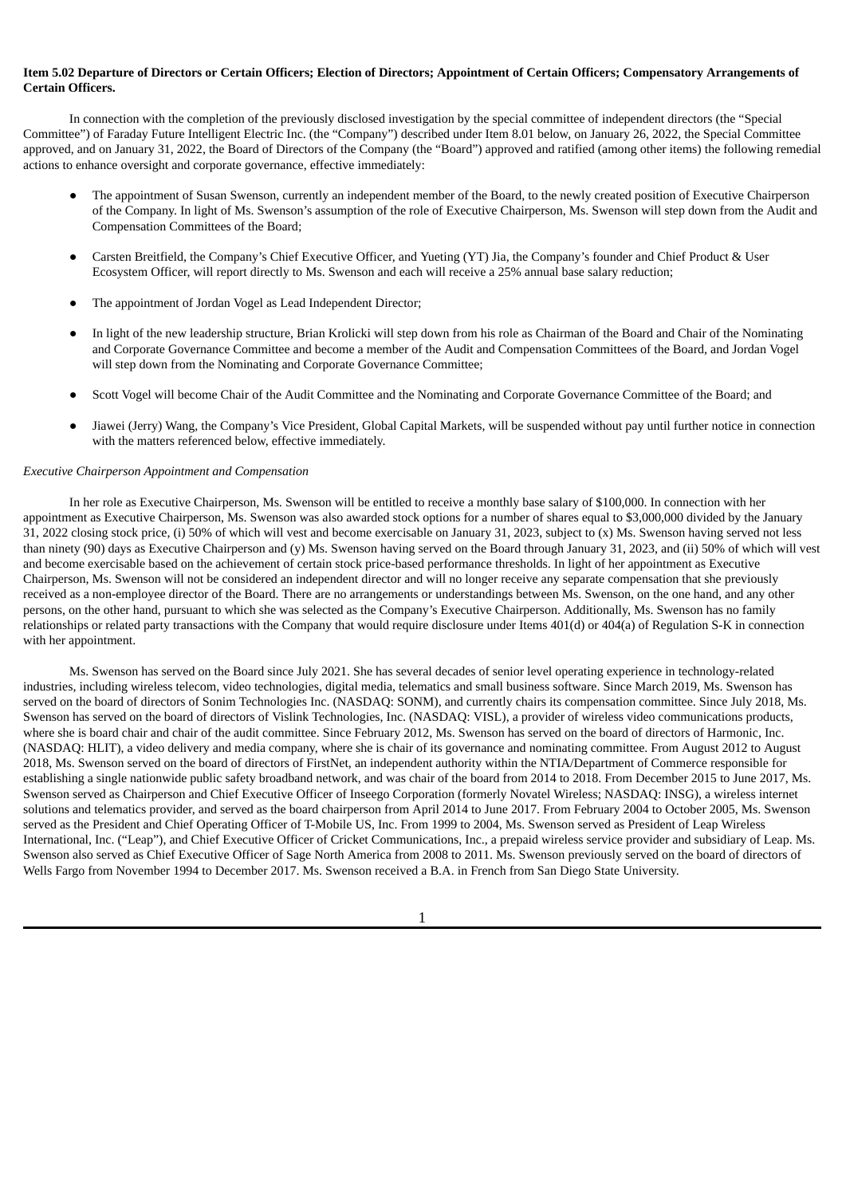**Item 5.02 Departure of Directors or Certain Officers; Election of Directors; Appointment of Certain Officers; Compensatory Arrangements of Certain Officers.**

In connection with the completion of the previously disclosed investigation by the special committee of independent directors (the "Special Committee") of Faraday Future Intelligent Electric Inc. (the "Company") described under Item 8.01 below, on January 26, 2022, the Special Committee approved, and on January 31, 2022, the Board of Directors of the Company (the "Board") approved and ratified (among other items) the following remedial actions to enhance oversight and corporate governance, effective immediately:

- The appointment of Susan Swenson, currently an independent member of the Board, to the newly created position of Executive Chairperson of the Company. In light of Ms. Swenson's assumption of the role of Executive Chairperson, Ms. Swenson will step down from the Audit and Compensation Committees of the Board;
- Carsten Breitfield, the Company's Chief Executive Officer, and Yueting (YT) Jia, the Company's founder and Chief Product & User Ecosystem Officer, will report directly to Ms. Swenson and each will receive a 25% annual base salary reduction;
- The appointment of Jordan Vogel as Lead Independent Director;
- In light of the new leadership structure, Brian Krolicki will step down from his role as Chairman of the Board and Chair of the Nominating and Corporate Governance Committee and become a member of the Audit and Compensation Committees of the Board, and Jordan Vogel will step down from the Nominating and Corporate Governance Committee;
- Scott Vogel will become Chair of the Audit Committee and the Nominating and Corporate Governance Committee of the Board; and
- Jiawei (Jerry) Wang, the Company's Vice President, Global Capital Markets, will be suspended without pay until further notice in connection with the matters referenced below, effective immediately.

*Executive Chairperson Appointment and Compensation*

In her role as Executive Chairperson, Ms. Swenson will be entitled to receive a monthly base salary of $100,000. In connection with her appointment as Executive Chairperson, Ms. Swenson was also awarded stock options for a number of shares equal to $3,000,000 divided by the January 31, 2022 closing stock price, (i) 50% of which will vest and become exercisable on January 31, 2023, subject to (x) Ms. Swenson having served not less than ninety (90) days as Executive Chairperson and (y) Ms. Swenson having served on the Board through January 31, 2023, and (ii) 50% of which will vest and become exercisable based on the achievement of certain stock price-based performance thresholds. In light of her appointment as Executive Chairperson, Ms. Swenson will not be considered an independent director and will no longer receive any separate compensation that she previously received as a non-employee director of the Board. There are no arrangements or understandings between Ms. Swenson, on the one hand, and any other persons, on the other hand, pursuant to which she was selected as the Company's Executive Chairperson. Additionally, Ms. Swenson has no family relationships or related party transactions with the Company that would require disclosure under Items 401(d) or 404(a) of Regulation S-K in connection with her appointment.

Ms. Swenson has served on the Board since July 2021. She has several decades of senior level operating experience in technology-related industries, including wireless telecom, video technologies, digital media, telematics and small business software. Since March 2019, Ms. Swenson has served on the board of directors of Sonim Technologies Inc. (NASDAQ: SONM), and currently chairs its compensation committee. Since July 2018, Ms. Swenson has served on the board of directors of Vislink Technologies, Inc. (NASDAQ: VISL), a provider of wireless video communications products, where she is board chair and chair of the audit committee. Since February 2012, Ms. Swenson has served on the board of directors of Harmonic, Inc. (NASDAQ: HLIT), a video delivery and media company, where she is chair of its governance and nominating committee. From August 2012 to August 2018, Ms. Swenson served on the board of directors of FirstNet, an independent authority within the NTIA/Department of Commerce responsible for establishing a single nationwide public safety broadband network, and was chair of the board from 2014 to 2018. From December 2015 to June 2017, Ms. Swenson served as Chairperson and Chief Executive Officer of Inseego Corporation (formerly Novatel Wireless; NASDAQ: INSG), a wireless internet solutions and telematics provider, and served as the board chairperson from April 2014 to June 2017. From February 2004 to October 2005, Ms. Swenson served as the President and Chief Operating Officer of T-Mobile US, Inc. From 1999 to 2004, Ms. Swenson served as President of Leap Wireless International, Inc. ("Leap"), and Chief Executive Officer of Cricket Communications, Inc., a prepaid wireless service provider and subsidiary of Leap. Ms. Swenson also served as Chief Executive Officer of Sage North America from 2008 to 2011. Ms. Swenson previously served on the board of directors of Wells Fargo from November 1994 to December 2017. Ms. Swenson received a B.A. in French from San Diego State University.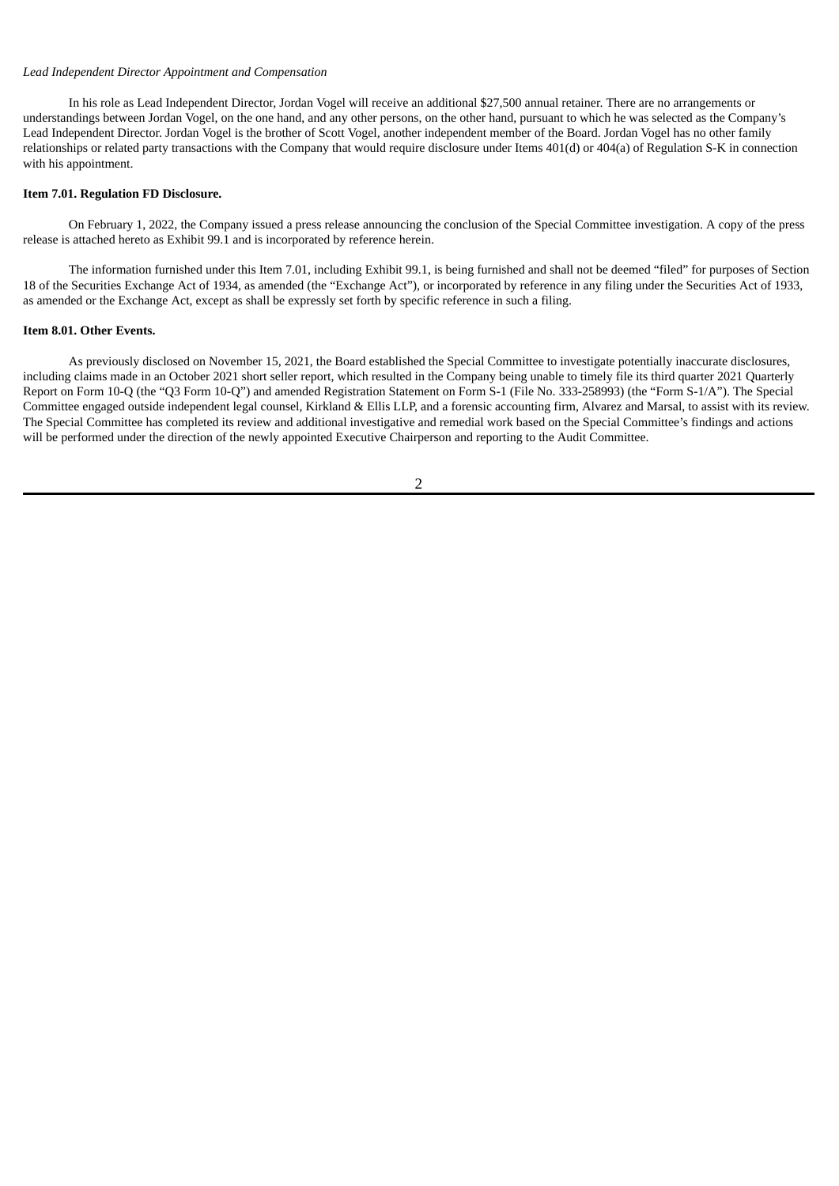*Lead Independent Director Appointment and Compensation*

In his role as Lead Independent Director, Jordan Vogel will receive an additional $27,500 annual retainer. There are no arrangements or understandings between Jordan Vogel, on the one hand, and any other persons, on the other hand, pursuant to which he was selected as the Company's Lead Independent Director. Jordan Vogel is the brother of Scott Vogel, another independent member of the Board. Jordan Vogel has no other family relationships or related party transactions with the Company that would require disclosure under Items 401(d) or 404(a) of Regulation S-K in connection with his appointment.

**Item 7.01. Regulation FD Disclosure.**

On February 1, 2022, the Company issued a press release announcing the conclusion of the Special Committee investigation. A copy of the press release is attached hereto as Exhibit 99.1 and is incorporated by reference herein.

The information furnished under this Item 7.01, including Exhibit 99.1, is being furnished and shall not be deemed "filed" for purposes of Section 18 of the Securities Exchange Act of 1934, as amended (the "Exchange Act"), or incorporated by reference in any filing under the Securities Act of 1933, as amended or the Exchange Act, except as shall be expressly set forth by specific reference in such a filing.

**Item 8.01. Other Events.**

As previously disclosed on November 15, 2021, the Board established the Special Committee to investigate potentially inaccurate disclosures, including claims made in an October 2021 short seller report, which resulted in the Company being unable to timely file its third quarter 2021 Quarterly Report on Form 10-Q (the "Q3 Form 10-Q") and amended Registration Statement on Form S-1 (File No. 333-258993) (the "Form S-1/A"). The Special Committee engaged outside independent legal counsel, Kirkland & Ellis LLP, and a forensic accounting firm, Alvarez and Marsal, to assist with its review. The Special Committee has completed its review and additional investigative and remedial work based on the Special Committee's findings and actions will be performed under the direction of the newly appointed Executive Chairperson and reporting to the Audit Committee.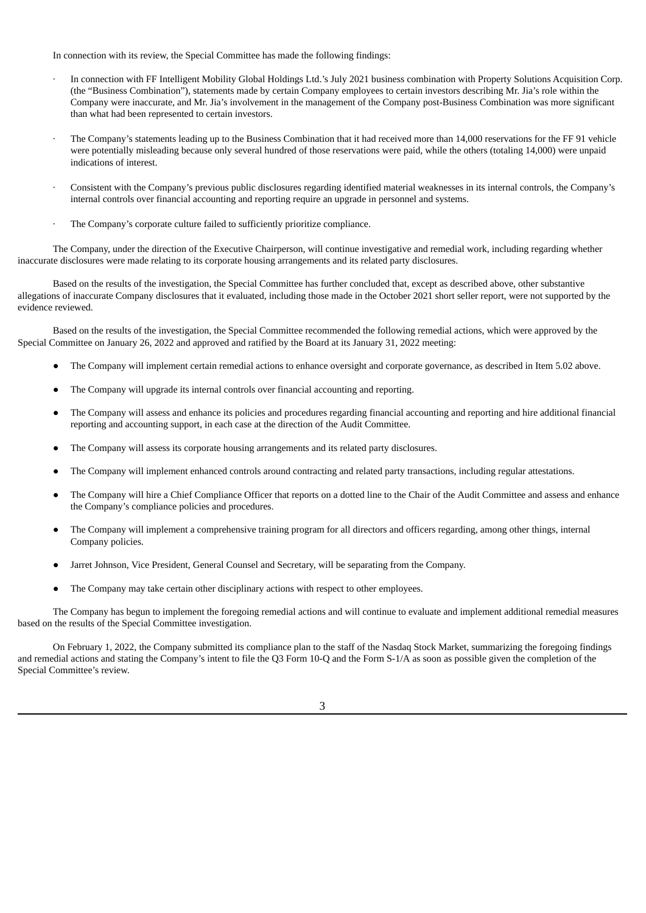In connection with its review, the Special Committee has made the following findings:

- In connection with FF Intelligent Mobility Global Holdings Ltd.'s July 2021 business combination with Property Solutions Acquisition Corp. (the "Business Combination"), statements made by certain Company employees to certain investors describing Mr. Jia's role within the Company were inaccurate, and Mr. Jia's involvement in the management of the Company post-Business Combination was more significant than what had been represented to certain investors.
- The Company's statements leading up to the Business Combination that it had received more than 14,000 reservations for the FF 91 vehicle were potentially misleading because only several hundred of those reservations were paid, while the others (totaling 14,000) were unpaid indications of interest.
- Consistent with the Company's previous public disclosures regarding identified material weaknesses in its internal controls, the Company's internal controls over financial accounting and reporting require an upgrade in personnel and systems.
- The Company's corporate culture failed to sufficiently prioritize compliance.

The Company, under the direction of the Executive Chairperson, will continue investigative and remedial work, including regarding whether inaccurate disclosures were made relating to its corporate housing arrangements and its related party disclosures.

Based on the results of the investigation, the Special Committee has further concluded that, except as described above, other substantive allegations of inaccurate Company disclosures that it evaluated, including those made in the October 2021 short seller report, were not supported by the evidence reviewed.

Based on the results of the investigation, the Special Committee recommended the following remedial actions, which were approved by the Special Committee on January 26, 2022 and approved and ratified by the Board at its January 31, 2022 meeting:

- The Company will implement certain remedial actions to enhance oversight and corporate governance, as described in Item 5.02 above.
- The Company will upgrade its internal controls over financial accounting and reporting.
- The Company will assess and enhance its policies and procedures regarding financial accounting and reporting and hire additional financial reporting and accounting support, in each case at the direction of the Audit Committee.
- The Company will assess its corporate housing arrangements and its related party disclosures.
- The Company will implement enhanced controls around contracting and related party transactions, including regular attestations.
- The Company will hire a Chief Compliance Officer that reports on a dotted line to the Chair of the Audit Committee and assess and enhance the Company's compliance policies and procedures.
- The Company will implement a comprehensive training program for all directors and officers regarding, among other things, internal Company policies.
- Jarret Johnson, Vice President, General Counsel and Secretary, will be separating from the Company.
- The Company may take certain other disciplinary actions with respect to other employees.

The Company has begun to implement the foregoing remedial actions and will continue to evaluate and implement additional remedial measures based on the results of the Special Committee investigation.

On February 1, 2022, the Company submitted its compliance plan to the staff of the Nasdaq Stock Market, summarizing the foregoing findings and remedial actions and stating the Company's intent to file the Q3 Form 10-Q and the Form S-1/A as soon as possible given the completion of the Special Committee's review.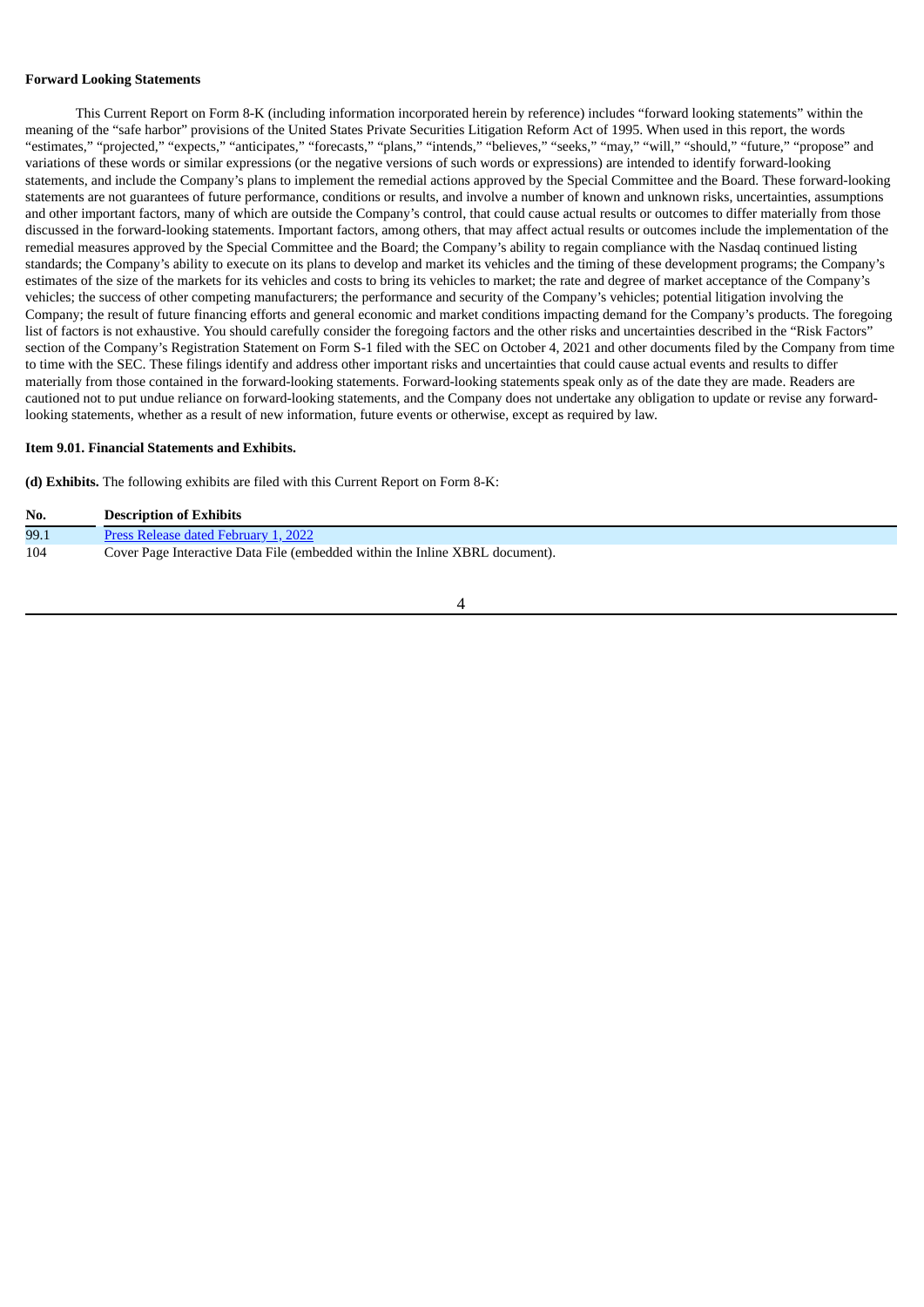**Forward Looking Statements**

This Current Report on Form 8-K (including information incorporated herein by reference) includes "forward looking statements" within the meaning of the "safe harbor" provisions of the United States Private Securities Litigation Reform Act of 1995. When used in this report, the words "estimates," "projected," "expects," "anticipates," "forecasts," "plans," "intends," "believes," "seeks," "may," "will," "should," "future," "propose" and variations of these words or similar expressions (or the negative versions of such words or expressions) are intended to identify forward-looking statements, and include the Company's plans to implement the remedial actions approved by the Special Committee and the Board. These forward-looking statements are not guarantees of future performance, conditions or results, and involve a number of known and unknown risks, uncertainties, assumptions and other important factors, many of which are outside the Company's control, that could cause actual results or outcomes to differ materially from those discussed in the forward-looking statements. Important factors, among others, that may affect actual results or outcomes include the implementation of the remedial measures approved by the Special Committee and the Board; the Company's ability to regain compliance with the Nasdaq continued listing standards; the Company's ability to execute on its plans to develop and market its vehicles and the timing of these development programs; the Company's estimates of the size of the markets for its vehicles and costs to bring its vehicles to market; the rate and degree of market acceptance of the Company's vehicles; the success of other competing manufacturers; the performance and security of the Company's vehicles; potential litigation involving the Company; the result of future financing efforts and general economic and market conditions impacting demand for the Company's products. The foregoing list of factors is not exhaustive. You should carefully consider the foregoing factors and the other risks and uncertainties described in the "Risk Factors" section of the Company's Registration Statement on Form S-1 filed with the SEC on October 4, 2021 and other documents filed by the Company from time to time with the SEC. These filings identify and address other important risks and uncertainties that could cause actual events and results to differ materially from those contained in the forward-looking statements. Forward-looking statements speak only as of the date they are made. Readers are cautioned not to put undue reliance on forward-looking statements, and the Company does not undertake any obligation to update or revise any forward-looking statements, whether as a result of new information, future events or otherwise, except as required by law.

**Item 9.01. Financial Statements and Exhibits.**

**(d) Exhibits.** The following exhibits are filed with this Current Report on Form 8-K:

| No. | Description of Exhibits |
|---|---|
| 99.1 | Press Release dated February 1, 2022 |
| 104 | Cover Page Interactive Data File (embedded within the Inline XBRL document). |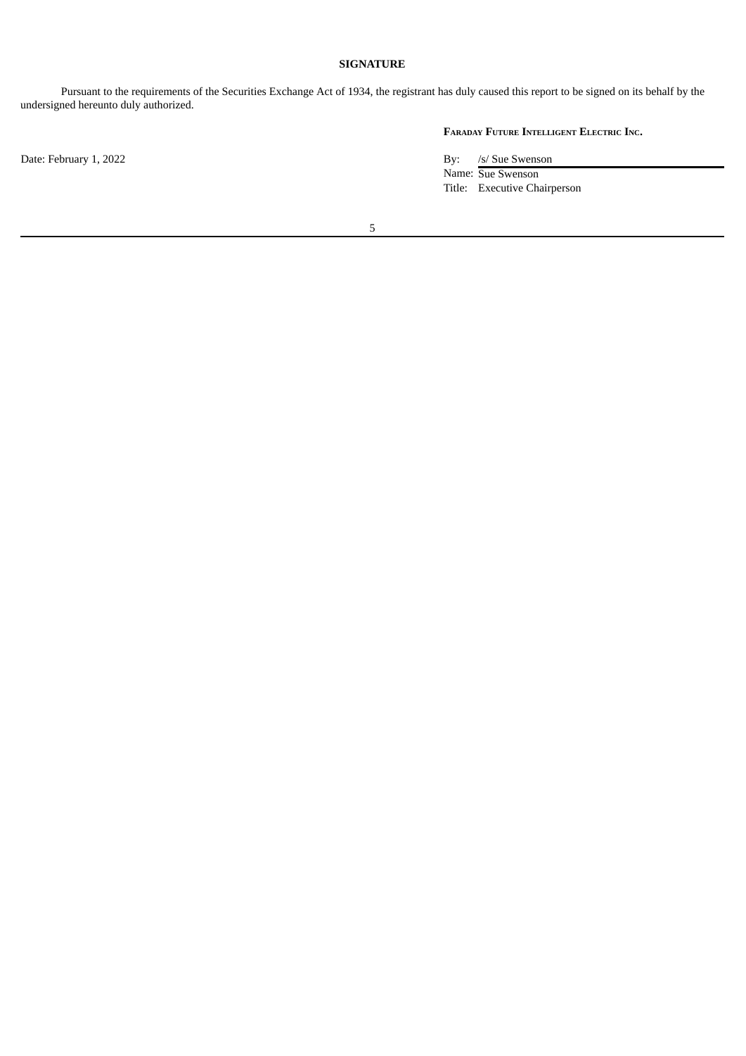## SIGNATURE

Pursuant to the requirements of the Securities Exchange Act of 1934, the registrant has duly caused this report to be signed on its behalf by the undersigned hereunto duly authorized.

**Faraday Future Intelligent Electric Inc.**

Date: February 1, 2022

By: /s/ Sue Swenson
Name: Sue Swenson
Title: Executive Chairperson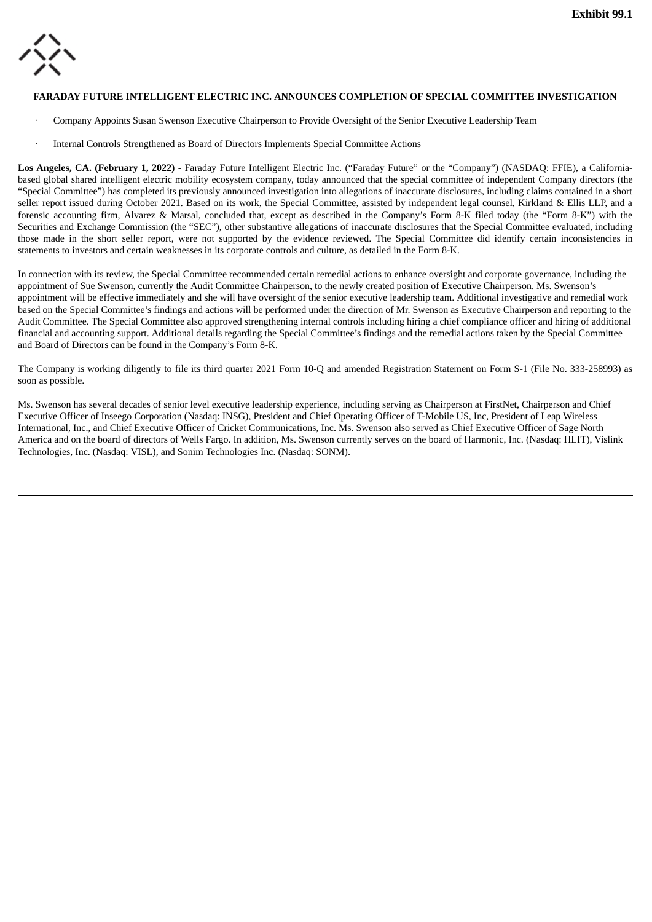**Exhibit 99.1**

# FARADAY FUTURE INTELLIGENT ELECTRIC INC. ANNOUNCES COMPLETION OF SPECIAL COMMITTEE INVESTIGATION

- Company Appoints Susan Swenson Executive Chairperson to Provide Oversight of the Senior Executive Leadership Team
- Internal Controls Strengthened as Board of Directors Implements Special Committee Actions

**Los Angeles, CA. (February 1, 2022) -** Faraday Future Intelligent Electric Inc. ("Faraday Future" or the "Company") (NASDAQ: FFIE), a California-based global shared intelligent electric mobility ecosystem company, today announced that the special committee of independent Company directors (the "Special Committee") has completed its previously announced investigation into allegations of inaccurate disclosures, including claims contained in a short seller report issued during October 2021. Based on its work, the Special Committee, assisted by independent legal counsel, Kirkland & Ellis LLP, and a forensic accounting firm, Alvarez & Marsal, concluded that, except as described in the Company's Form 8-K filed today (the "Form 8-K") with the Securities and Exchange Commission (the "SEC"), other substantive allegations of inaccurate disclosures that the Special Committee evaluated, including those made in the short seller report, were not supported by the evidence reviewed. The Special Committee did identify certain inconsistencies in statements to investors and certain weaknesses in its corporate controls and culture, as detailed in the Form 8-K.

In connection with its review, the Special Committee recommended certain remedial actions to enhance oversight and corporate governance, including the appointment of Sue Swenson, currently the Audit Committee Chairperson, to the newly created position of Executive Chairperson. Ms. Swenson's appointment will be effective immediately and she will have oversight of the senior executive leadership team. Additional investigative and remedial work based on the Special Committee's findings and actions will be performed under the direction of Mr. Swenson as Executive Chairperson and reporting to the Audit Committee. The Special Committee also approved strengthening internal controls including hiring a chief compliance officer and hiring of additional financial and accounting support. Additional details regarding the Special Committee's findings and the remedial actions taken by the Special Committee and Board of Directors can be found in the Company's Form 8-K.

The Company is working diligently to file its third quarter 2021 Form 10-Q and amended Registration Statement on Form S-1 (File No. 333-258993) as soon as possible.

Ms. Swenson has several decades of senior level executive leadership experience, including serving as Chairperson at FirstNet, Chairperson and Chief Executive Officer of Inseego Corporation (Nasdaq: INSG), President and Chief Operating Officer of T-Mobile US, Inc, President of Leap Wireless International, Inc., and Chief Executive Officer of Cricket Communications, Inc. Ms. Swenson also served as Chief Executive Officer of Sage North America and on the board of directors of Wells Fargo. In addition, Ms. Swenson currently serves on the board of Harmonic, Inc. (Nasdaq: HLIT), Vislink Technologies, Inc. (Nasdaq: VISL), and Sonim Technologies Inc. (Nasdaq: SONM).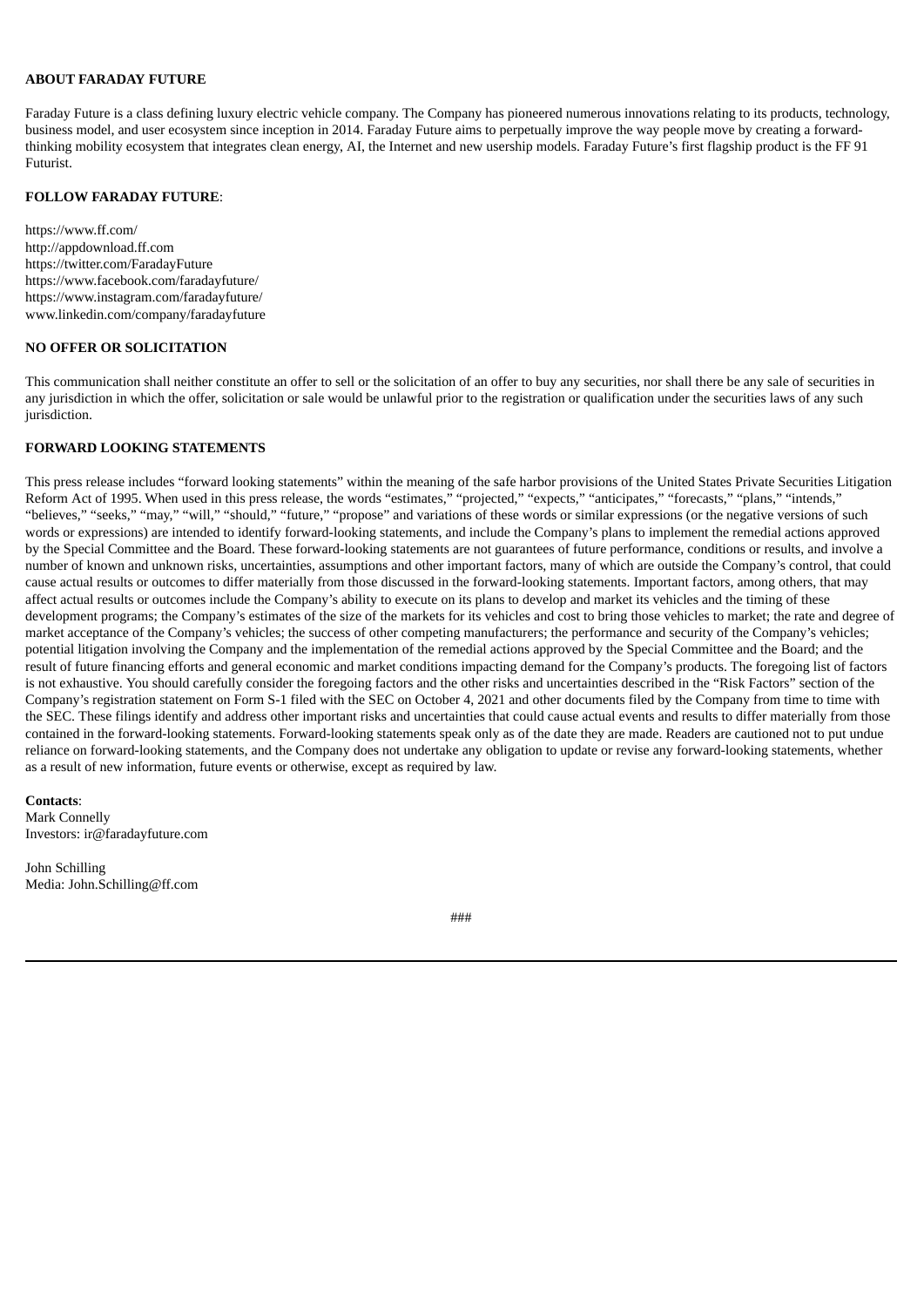**ABOUT FARADAY FUTURE**

Faraday Future is a class defining luxury electric vehicle company. The Company has pioneered numerous innovations relating to its products, technology, business model, and user ecosystem since inception in 2014. Faraday Future aims to perpetually improve the way people move by creating a forward-thinking mobility ecosystem that integrates clean energy, AI, the Internet and new usership models. Faraday Future's first flagship product is the FF 91 Futurist.

**FOLLOW FARADAY FUTURE**:

https://www.ff.com/
http://appdownload.ff.com
https://twitter.com/FaradayFuture
https://www.facebook.com/faradayfuture/
https://www.instagram.com/faradayfuture/
www.linkedin.com/company/faradayfuture

**NO OFFER OR SOLICITATION**

This communication shall neither constitute an offer to sell or the solicitation of an offer to buy any securities, nor shall there be any sale of securities in any jurisdiction in which the offer, solicitation or sale would be unlawful prior to the registration or qualification under the securities laws of any such jurisdiction.

**FORWARD LOOKING STATEMENTS**

This press release includes "forward looking statements" within the meaning of the safe harbor provisions of the United States Private Securities Litigation Reform Act of 1995. When used in this press release, the words "estimates," "projected," "expects," "anticipates," "forecasts," "plans," "intends," "believes," "seeks," "may," "will," "should," "future," "propose" and variations of these words or similar expressions (or the negative versions of such words or expressions) are intended to identify forward-looking statements, and include the Company's plans to implement the remedial actions approved by the Special Committee and the Board. These forward-looking statements are not guarantees of future performance, conditions or results, and involve a number of known and unknown risks, uncertainties, assumptions and other important factors, many of which are outside the Company's control, that could cause actual results or outcomes to differ materially from those discussed in the forward-looking statements. Important factors, among others, that may affect actual results or outcomes include the Company's ability to execute on its plans to develop and market its vehicles and the timing of these development programs; the Company's estimates of the size of the markets for its vehicles and cost to bring those vehicles to market; the rate and degree of market acceptance of the Company's vehicles; the success of other competing manufacturers; the performance and security of the Company's vehicles; potential litigation involving the Company and the implementation of the remedial actions approved by the Special Committee and the Board; and the result of future financing efforts and general economic and market conditions impacting demand for the Company's products. The foregoing list of factors is not exhaustive. You should carefully consider the foregoing factors and the other risks and uncertainties described in the "Risk Factors" section of the Company's registration statement on Form S-1 filed with the SEC on October 4, 2021 and other documents filed by the Company from time to time with the SEC. These filings identify and address other important risks and uncertainties that could cause actual events and results to differ materially from those contained in the forward-looking statements. Forward-looking statements speak only as of the date they are made. Readers are cautioned not to put undue reliance on forward-looking statements, and the Company does not undertake any obligation to update or revise any forward-looking statements, whether as a result of new information, future events or otherwise, except as required by law.

**Contacts**:
Mark Connelly
Investors: ir@faradayfuture.com

John Schilling
Media: John.Schilling@ff.com

###